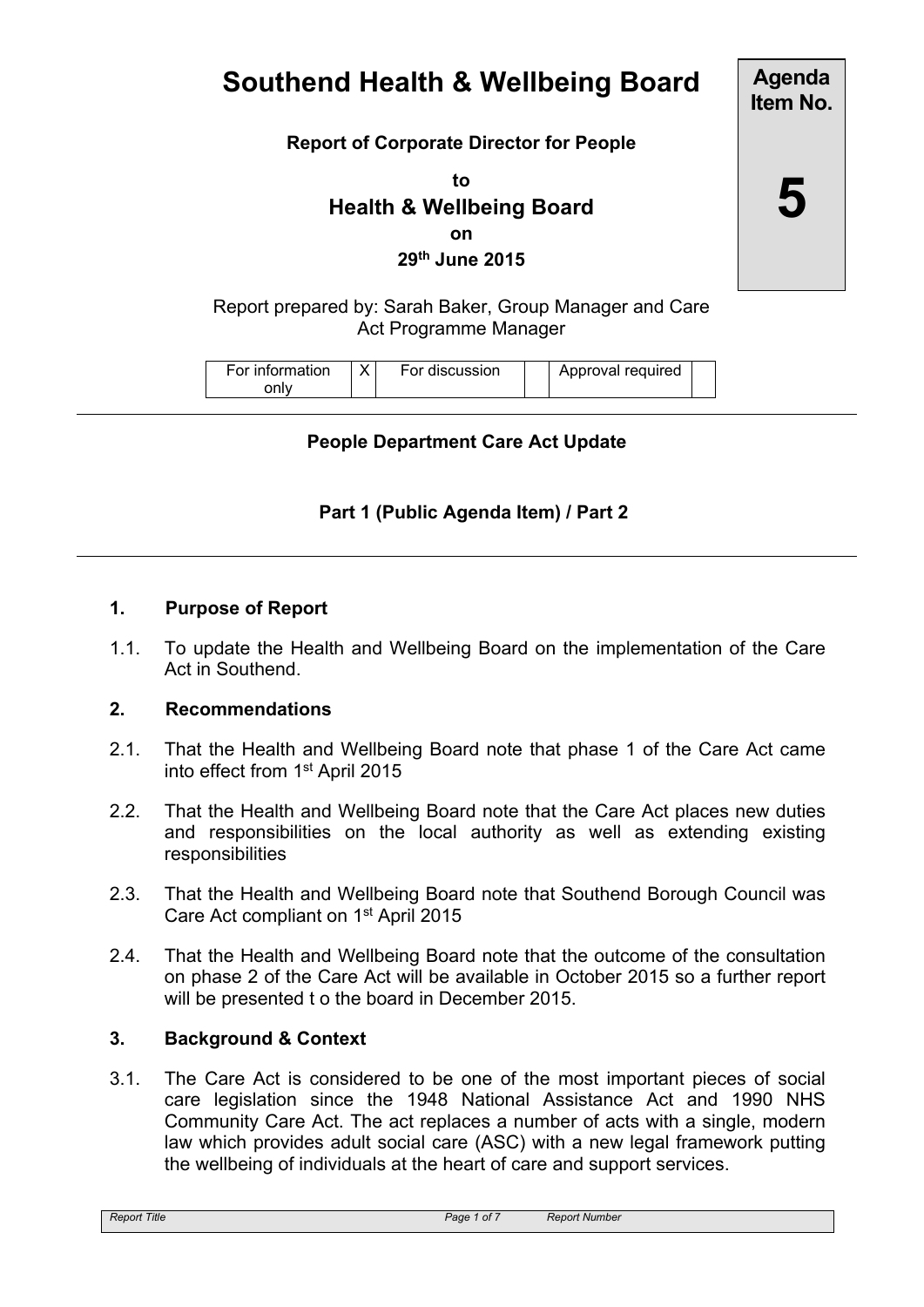# Southend Health & Wellbeing Board

**Agenda Item No.**

**5**

**Report of Corporate Director for People**

**to**

## Health & Wellbeing Board

**on**

**29th June 2015**

Report prepared by: Sarah Baker, Group Manager and Care Act Programme Manager

| For information only | X | For discussion | | Approval required | |
|---|---|---|---|---|---|

---

**People Department Care Act Update**

**Part 1 (Public Agenda Item) / Part 2**

---

### 1. Purpose of Report

1.1. To update the Health and Wellbeing Board on the implementation of the Care Act in Southend.

### 2. Recommendations

2.1. That the Health and Wellbeing Board note that phase 1 of the Care Act came into effect from 1st April 2015

2.2. That the Health and Wellbeing Board note that the Care Act places new duties and responsibilities on the local authority as well as extending existing responsibilities

2.3. That the Health and Wellbeing Board note that Southend Borough Council was Care Act compliant on 1st April 2015

2.4. That the Health and Wellbeing Board note that the outcome of the consultation on phase 2 of the Care Act will be available in October 2015 so a further report will be presented t o the board in December 2015.

### 3. Background & Context

3.1. The Care Act is considered to be one of the most important pieces of social care legislation since the 1948 National Assistance Act and 1990 NHS Community Care Act. The act replaces a number of acts with a single, modern law which provides adult social care (ASC) with a new legal framework putting the wellbeing of individuals at the heart of care and support services.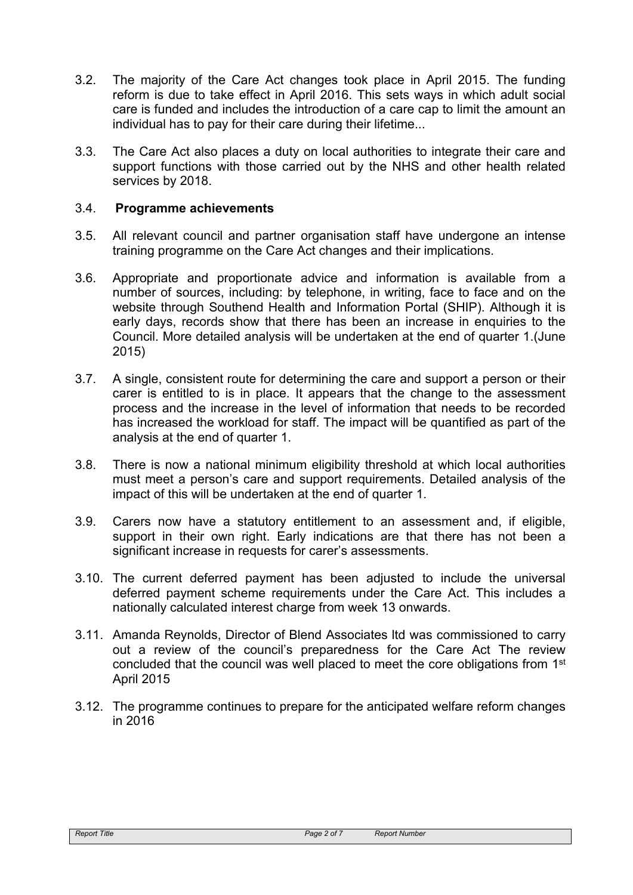3.2. The majority of the Care Act changes took place in April 2015. The funding reform is due to take effect in April 2016. This sets ways in which adult social care is funded and includes the introduction of a care cap to limit the amount an individual has to pay for their care during their lifetime...

3.3. The Care Act also places a duty on local authorities to integrate their care and support functions with those carried out by the NHS and other health related services by 2018.

3.4. **Programme achievements**

3.5. All relevant council and partner organisation staff have undergone an intense training programme on the Care Act changes and their implications.

3.6. Appropriate and proportionate advice and information is available from a number of sources, including: by telephone, in writing, face to face and on the website through Southend Health and Information Portal (SHIP). Although it is early days, records show that there has been an increase in enquiries to the Council. More detailed analysis will be undertaken at the end of quarter 1.(June 2015)

3.7. A single, consistent route for determining the care and support a person or their carer is entitled to is in place. It appears that the change to the assessment process and the increase in the level of information that needs to be recorded has increased the workload for staff. The impact will be quantified as part of the analysis at the end of quarter 1.

3.8. There is now a national minimum eligibility threshold at which local authorities must meet a person's care and support requirements. Detailed analysis of the impact of this will be undertaken at the end of quarter 1.

3.9. Carers now have a statutory entitlement to an assessment and, if eligible, support in their own right. Early indications are that there has not been a significant increase in requests for carer's assessments.

3.10. The current deferred payment has been adjusted to include the universal deferred payment scheme requirements under the Care Act. This includes a nationally calculated interest charge from week 13 onwards.

3.11. Amanda Reynolds, Director of Blend Associates ltd was commissioned to carry out a review of the council's preparedness for the Care Act The review concluded that the council was well placed to meet the core obligations from 1st April 2015

3.12. The programme continues to prepare for the anticipated welfare reform changes in 2016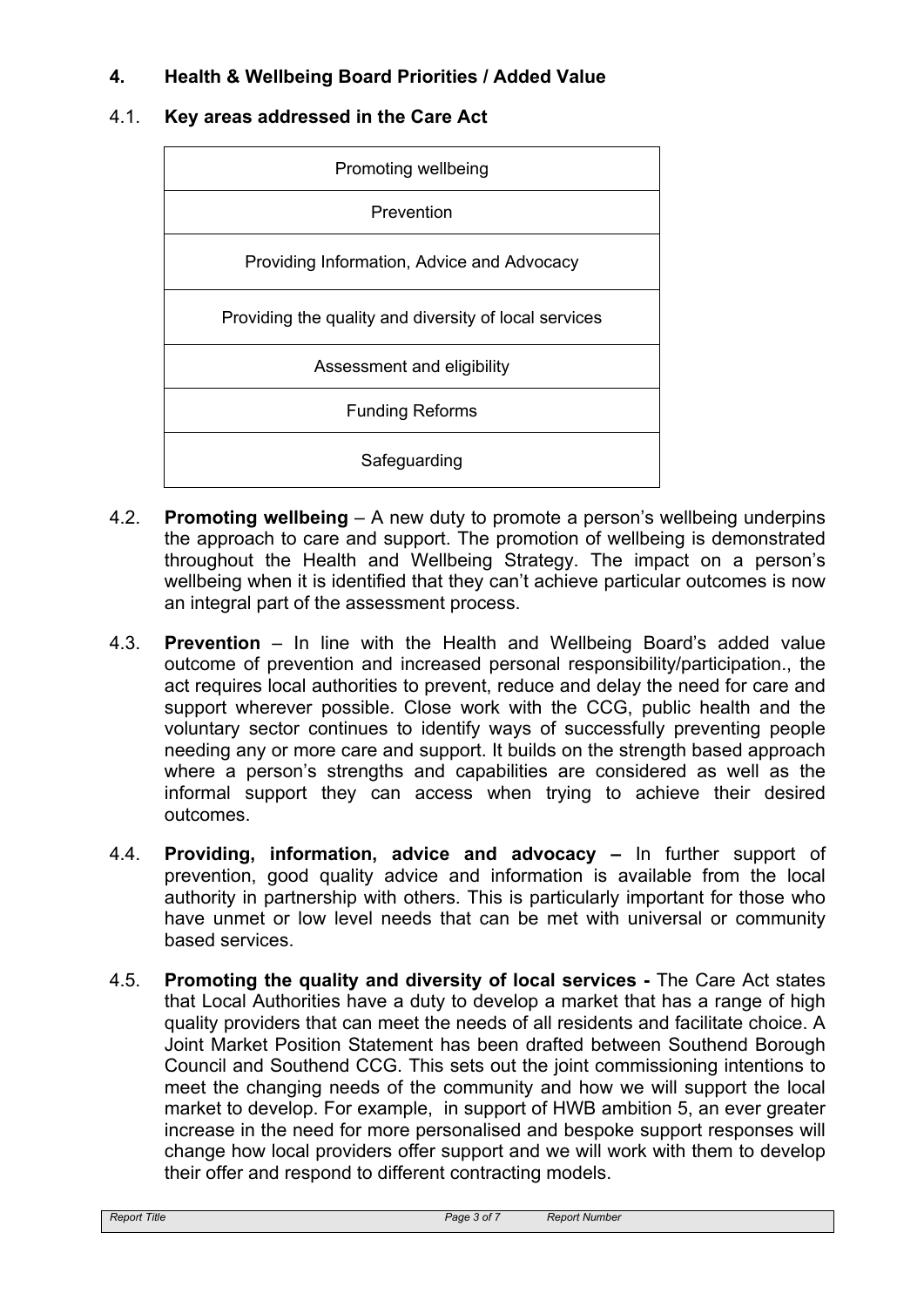## 4. Health & Wellbeing Board Priorities / Added Value

### 4.1. Key areas addressed in the Care Act

| Key areas addressed in the Care Act |
| --- |
| Promoting wellbeing |
| Prevention |
| Providing Information, Advice and Advocacy |
| Providing the quality and diversity of local services |
| Assessment and eligibility |
| Funding Reforms |
| Safeguarding |

4.2. **Promoting wellbeing** – A new duty to promote a person's wellbeing underpins the approach to care and support. The promotion of wellbeing is demonstrated throughout the Health and Wellbeing Strategy. The impact on a person's wellbeing when it is identified that they can't achieve particular outcomes is now an integral part of the assessment process.

4.3. **Prevention** – In line with the Health and Wellbeing Board's added value outcome of prevention and increased personal responsibility/participation., the act requires local authorities to prevent, reduce and delay the need for care and support wherever possible. Close work with the CCG, public health and the voluntary sector continues to identify ways of successfully preventing people needing any or more care and support. It builds on the strength based approach where a person's strengths and capabilities are considered as well as the informal support they can access when trying to achieve their desired outcomes.

4.4. **Providing, information, advice and advocacy –** In further support of prevention, good quality advice and information is available from the local authority in partnership with others. This is particularly important for those who have unmet or low level needs that can be met with universal or community based services.

4.5. **Promoting the quality and diversity of local services -** The Care Act states that Local Authorities have a duty to develop a market that has a range of high quality providers that can meet the needs of all residents and facilitate choice. A Joint Market Position Statement has been drafted between Southend Borough Council and Southend CCG. This sets out the joint commissioning intentions to meet the changing needs of the community and how we will support the local market to develop. For example, in support of HWB ambition 5, an ever greater increase in the need for more personalised and bespoke support responses will change how local providers offer support and we will work with them to develop their offer and respond to different contracting models.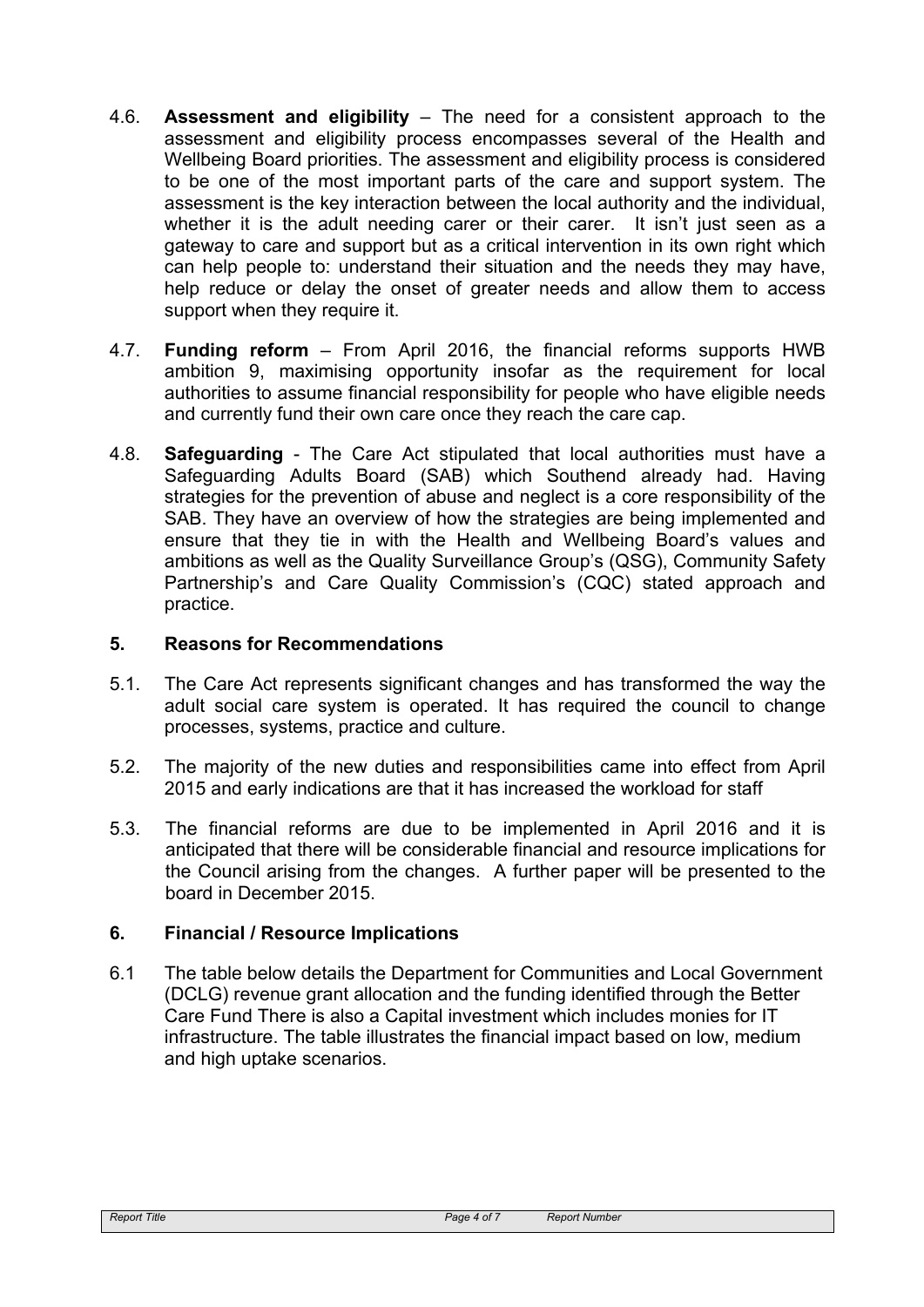4.6. **Assessment and eligibility** – The need for a consistent approach to the assessment and eligibility process encompasses several of the Health and Wellbeing Board priorities. The assessment and eligibility process is considered to be one of the most important parts of the care and support system. The assessment is the key interaction between the local authority and the individual, whether it is the adult needing carer or their carer. It isn't just seen as a gateway to care and support but as a critical intervention in its own right which can help people to: understand their situation and the needs they may have, help reduce or delay the onset of greater needs and allow them to access support when they require it.

4.7. **Funding reform** – From April 2016, the financial reforms supports HWB ambition 9, maximising opportunity insofar as the requirement for local authorities to assume financial responsibility for people who have eligible needs and currently fund their own care once they reach the care cap.

4.8. **Safeguarding** - The Care Act stipulated that local authorities must have a Safeguarding Adults Board (SAB) which Southend already had. Having strategies for the prevention of abuse and neglect is a core responsibility of the SAB. They have an overview of how the strategies are being implemented and ensure that they tie in with the Health and Wellbeing Board's values and ambitions as well as the Quality Surveillance Group's (QSG), Community Safety Partnership's and Care Quality Commission's (CQC) stated approach and practice.

## 5. Reasons for Recommendations

5.1. The Care Act represents significant changes and has transformed the way the adult social care system is operated. It has required the council to change processes, systems, practice and culture.

5.2. The majority of the new duties and responsibilities came into effect from April 2015 and early indications are that it has increased the workload for staff

5.3. The financial reforms are due to be implemented in April 2016 and it is anticipated that there will be considerable financial and resource implications for the Council arising from the changes. A further paper will be presented to the board in December 2015.

## 6. Financial / Resource Implications

6.1 The table below details the Department for Communities and Local Government (DCLG) revenue grant allocation and the funding identified through the Better Care Fund There is also a Capital investment which includes monies for IT infrastructure. The table illustrates the financial impact based on low, medium and high uptake scenarios.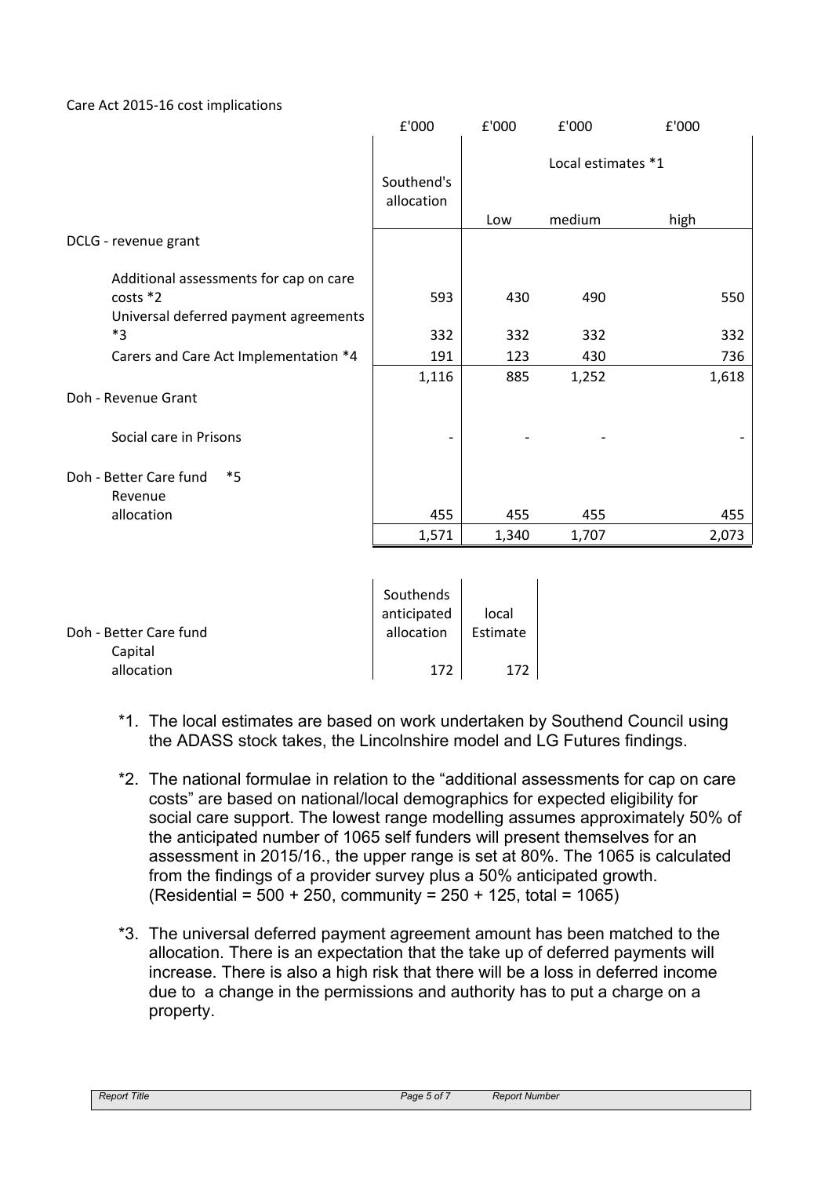Care Act 2015-16 cost implications

| | £'000 | £'000 | £'000 | £'000 |
|---|---|---|---|---|
| | Southend's allocation | Local estimates *1 | | |
| | | Low | medium | high |
| DCLG - revenue grant | | | | |
| Additional assessments for cap on care costs *2 | 593 | 430 | 490 | 550 |
| Universal deferred payment agreements *3 | 332 | 332 | 332 | 332 |
| Carers and Care Act Implementation *4 | 191 | 123 | 430 | 736 |
| | 1,116 | 885 | 1,252 | 1,618 |
| Doh - Revenue Grant | | | | |
| Social care in Prisons | - | - | - | - |
| Doh - Better Care fund *5 | | | | |
| Revenue allocation | 455 | 455 | 455 | 455 |
| | 1,571 | 1,340 | 1,707 | 2,073 |

| Doh - Better Care fund | Southends anticipated allocation | local Estimate |
|---|---|---|
| Capital allocation | 172 | 172 |

*1. The local estimates are based on work undertaken by Southend Council using the ADASS stock takes, the Lincolnshire model and LG Futures findings.

*2. The national formulae in relation to the "additional assessments for cap on care costs" are based on national/local demographics for expected eligibility for social care support. The lowest range modelling assumes approximately 50% of the anticipated number of 1065 self funders will present themselves for an assessment in 2015/16., the upper range is set at 80%. The 1065 is calculated from the findings of a provider survey plus a 50% anticipated growth. (Residential = 500 + 250, community = 250 + 125, total = 1065)

*3. The universal deferred payment agreement amount has been matched to the allocation. There is an expectation that the take up of deferred payments will increase. There is also a high risk that there will be a loss in deferred income due to a change in the permissions and authority has to put a charge on a property.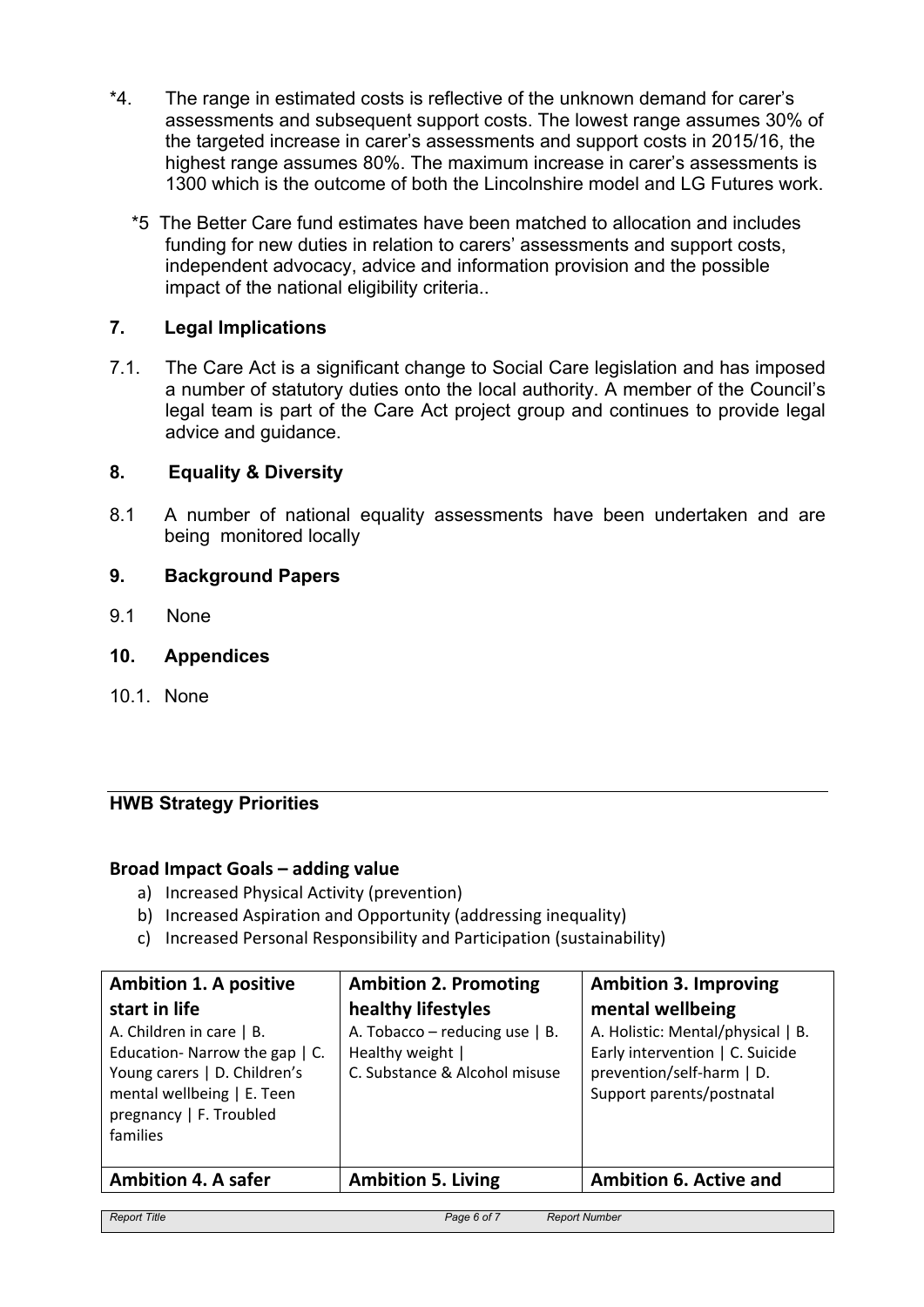*4. The range in estimated costs is reflective of the unknown demand for carer's assessments and subsequent support costs. The lowest range assumes 30% of the targeted increase in carer's assessments and support costs in 2015/16, the highest range assumes 80%. The maximum increase in carer's assessments is 1300 which is the outcome of both the Lincolnshire model and LG Futures work.

*5 The Better Care fund estimates have been matched to allocation and includes funding for new duties in relation to carers' assessments and support costs, independent advocacy, advice and information provision and the possible impact of the national eligibility criteria..

## 7. Legal Implications

7.1. The Care Act is a significant change to Social Care legislation and has imposed a number of statutory duties onto the local authority. A member of the Council's legal team is part of the Care Act project group and continues to provide legal advice and guidance.

## 8. Equality & Diversity

8.1 A number of national equality assessments have been undertaken and are being monitored locally

## 9. Background Papers

9.1 None

## 10. Appendices

10.1. None

---

### HWB Strategy Priorities

**Broad Impact Goals – adding value**

a) Increased Physical Activity (prevention)
b) Increased Aspiration and Opportunity (addressing inequality)
c) Increased Personal Responsibility and Participation (sustainability)

| **Ambition 1. A positive start in life**<br>A. Children in care \| B. Education- Narrow the gap \| C. Young carers \| D. Children's mental wellbeing \| E. Teen pregnancy \| F. Troubled families | **Ambition 2. Promoting healthy lifestyles**<br>A. Tobacco – reducing use \| B. Healthy weight \| C. Substance & Alcohol misuse | **Ambition 3. Improving mental wellbeing**<br>A. Holistic: Mental/physical \| B. Early intervention \| C. Suicide prevention/self-harm \| D. Support parents/postnatal |
|---|---|---|
| **Ambition 4. A safer** | **Ambition 5. Living** | **Ambition 6. Active and** |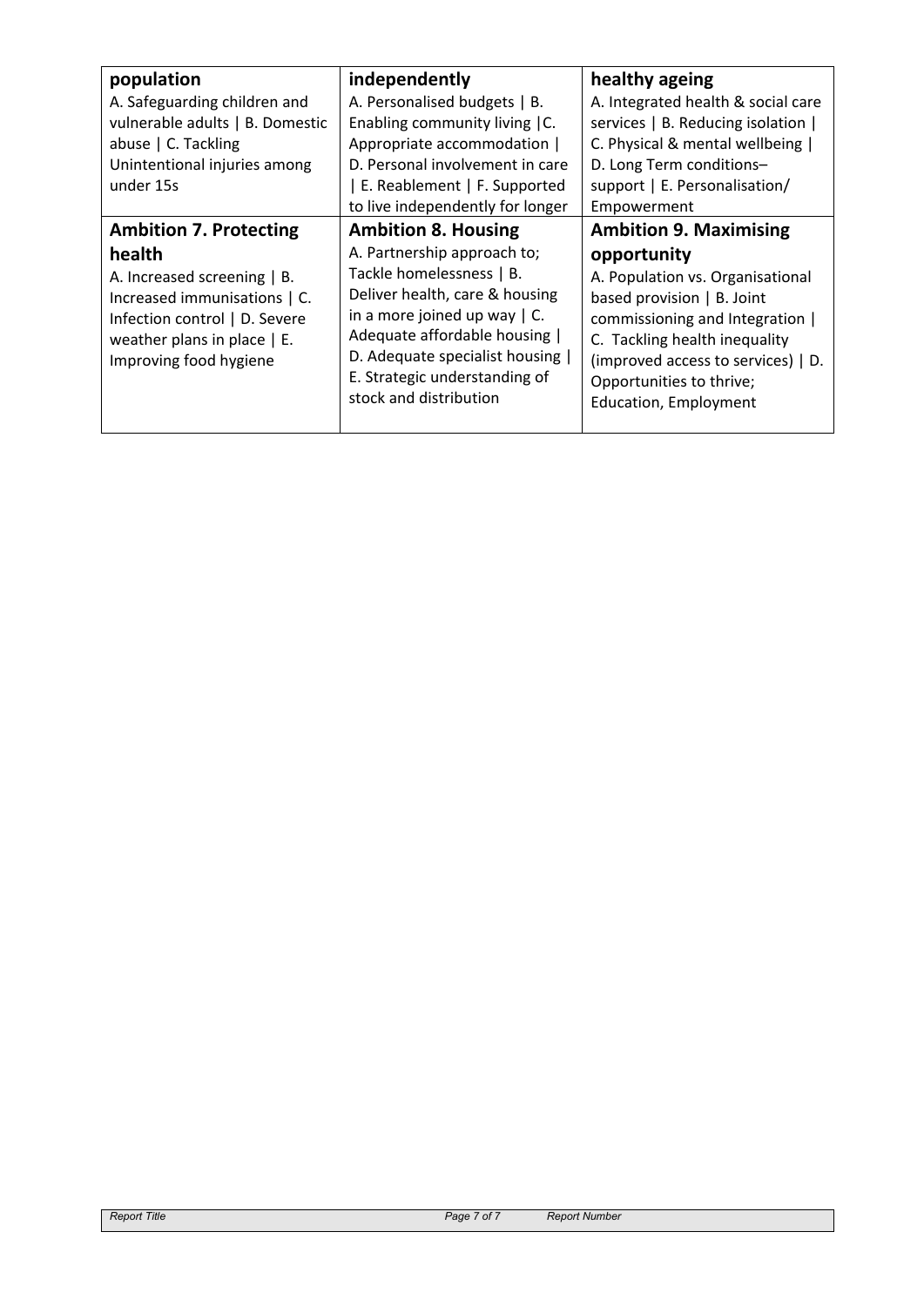| | | |
|---|---|---|
| **population**<br>A. Safeguarding children and vulnerable adults \| B. Domestic abuse \| C. Tackling Unintentional injuries among under 15s | **independently**<br>A. Personalised budgets \| B. Enabling community living \|C. Appropriate accommodation \| D. Personal involvement in care \| E. Reablement \| F. Supported to live independently for longer | **healthy ageing**<br>A. Integrated health & social care services \| B. Reducing isolation \| C. Physical & mental wellbeing \| D. Long Term conditions– support \| E. Personalisation/ Empowerment |
| **Ambition 7. Protecting health**<br>A. Increased screening \| B. Increased immunisations \| C. Infection control \| D. Severe weather plans in place \| E. Improving food hygiene | **Ambition 8. Housing**<br>A. Partnership approach to; Tackle homelessness \| B. Deliver health, care & housing in a more joined up way \| C. Adequate affordable housing \| D. Adequate specialist housing \| E. Strategic understanding of stock and distribution | **Ambition 9. Maximising opportunity**<br>A. Population vs. Organisational based provision \| B. Joint commissioning and Integration \| C. Tackling health inequality (improved access to services) \| D. Opportunities to thrive; Education, Employment |